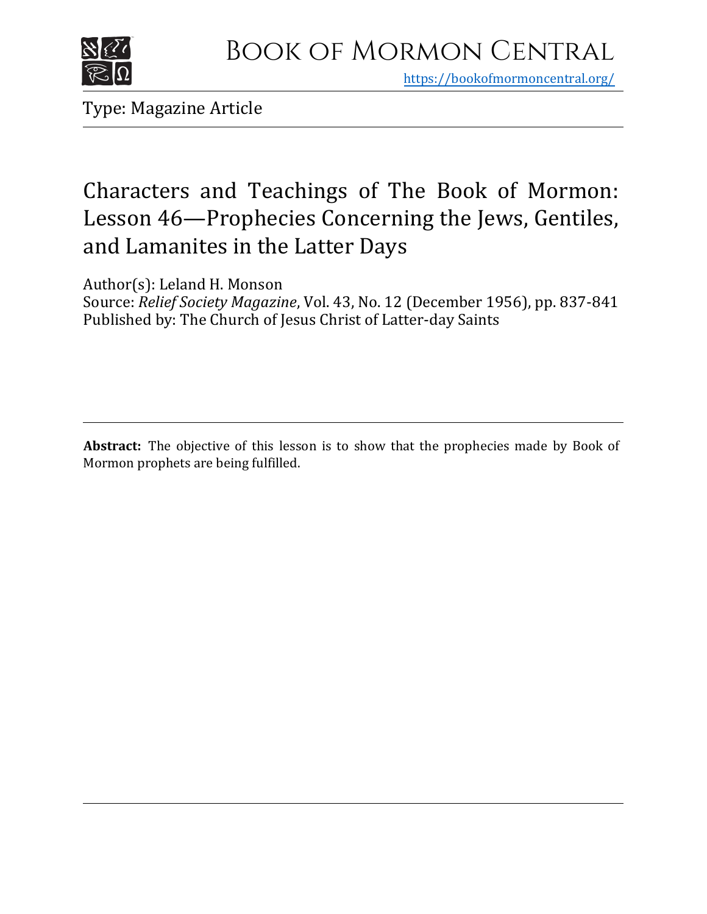# Book of Mormon Central

https://bookofmormoncentral.org/

Type: Magazine Article

# Characters and Teachings of The Book of Mormon: Lesson 46—Prophecies Concerning the Jews, Gentiles, and Lamanites in the Latter Days

Author(s): Leland H. Monson

Source: *Relief Society Magazine*, Vol. 43, No. 12 (December 1956), pp. 837-841

Published by: The Church of Jesus Christ of Latter-day Saints

**Abstract:** The objective of this lesson is to show that the prophecies made by Book of Mormon prophets are being fulfilled.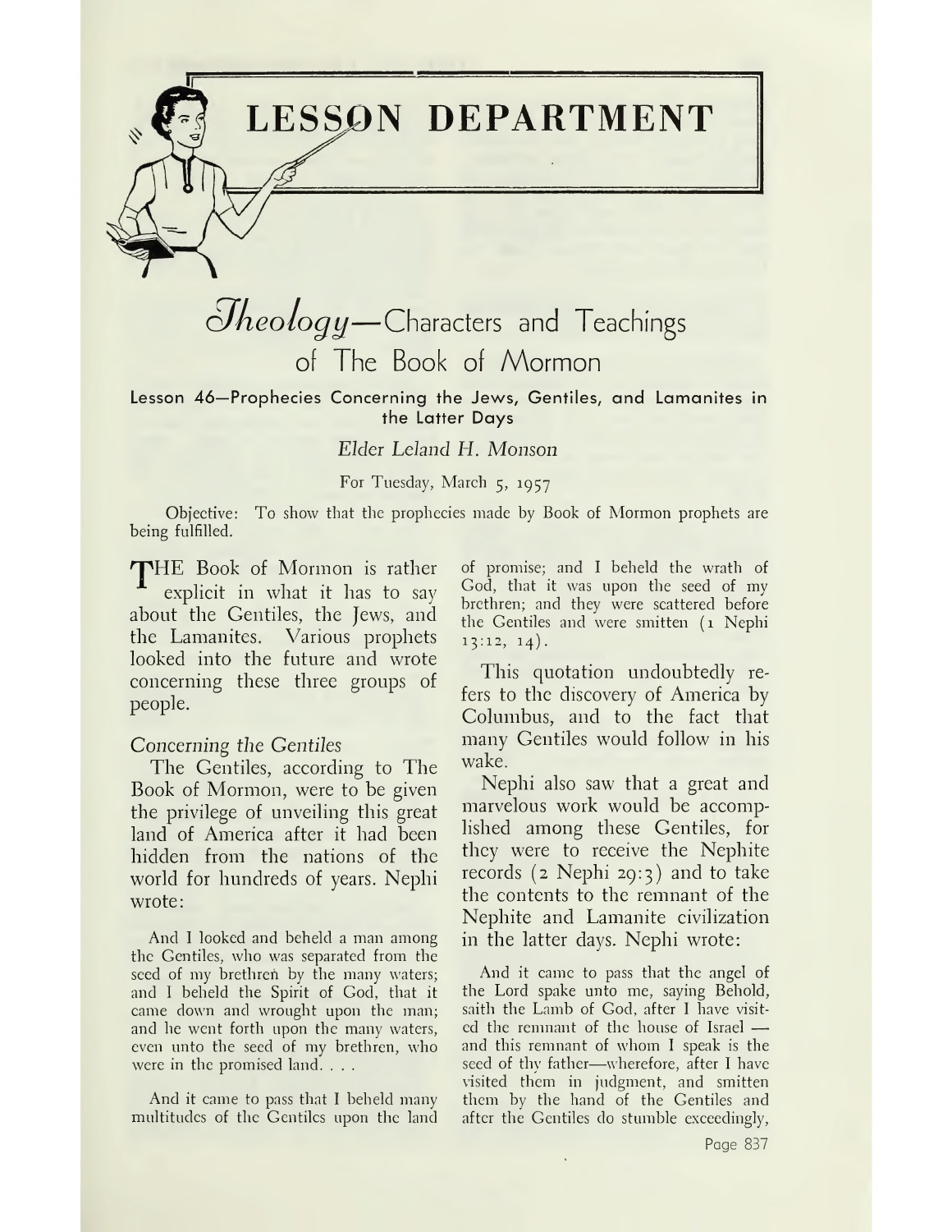# LESSON DEPARTMENT

## *Theology*—Characters and Teachings of The Book of Mormon

### Lesson 46—Prophecies Concerning the Jews, Gentiles, and Lamanites in the Latter Days

*Elder Leland H. Monson*

For Tuesday, March 5, 1957

Objective: To show that the prophecies made by Book of Mormon prophets are being fulfilled.

THE Book of Mormon is rather explicit in what it has to say about the Gentiles, the Jews, and the Lamanites. Various prophets looked into the future and wrote concerning these three groups of people.

*Concerning the Gentiles*

The Gentiles, according to The Book of Mormon, were to be given the privilege of unveiling this great land of America after it had been hidden from the nations of the world for hundreds of years. Nephi wrote:

> And I looked and beheld a man among the Gentiles, who was separated from the seed of my brethren by the many waters; and I beheld the Spirit of God, that it came down and wrought upon the man; and he went forth upon the many waters, even unto the seed of my brethren, who were in the promised land. . . .
>
> And it came to pass that I beheld many multitudes of the Gentiles upon the land of promise; and I beheld the wrath of God, that it was upon the seed of my brethren; and they were scattered before the Gentiles and were smitten (1 Nephi 13:12, 14).

This quotation undoubtedly refers to the discovery of America by Columbus, and to the fact that many Gentiles would follow in his wake.

Nephi also saw that a great and marvelous work would be accomplished among these Gentiles, for they were to receive the Nephite records (2 Nephi 29:3) and to take the contents to the remnant of the Nephite and Lamanite civilization in the latter days. Nephi wrote:

> And it came to pass that the angel of the Lord spake unto me, saying Behold, saith the Lamb of God, after I have visited the remnant of the house of Israel —and this remnant of whom I speak is the seed of thy father—wherefore, after I have visited them in judgment, and smitten them by the hand of the Gentiles and after the Gentiles do stumble exceedingly,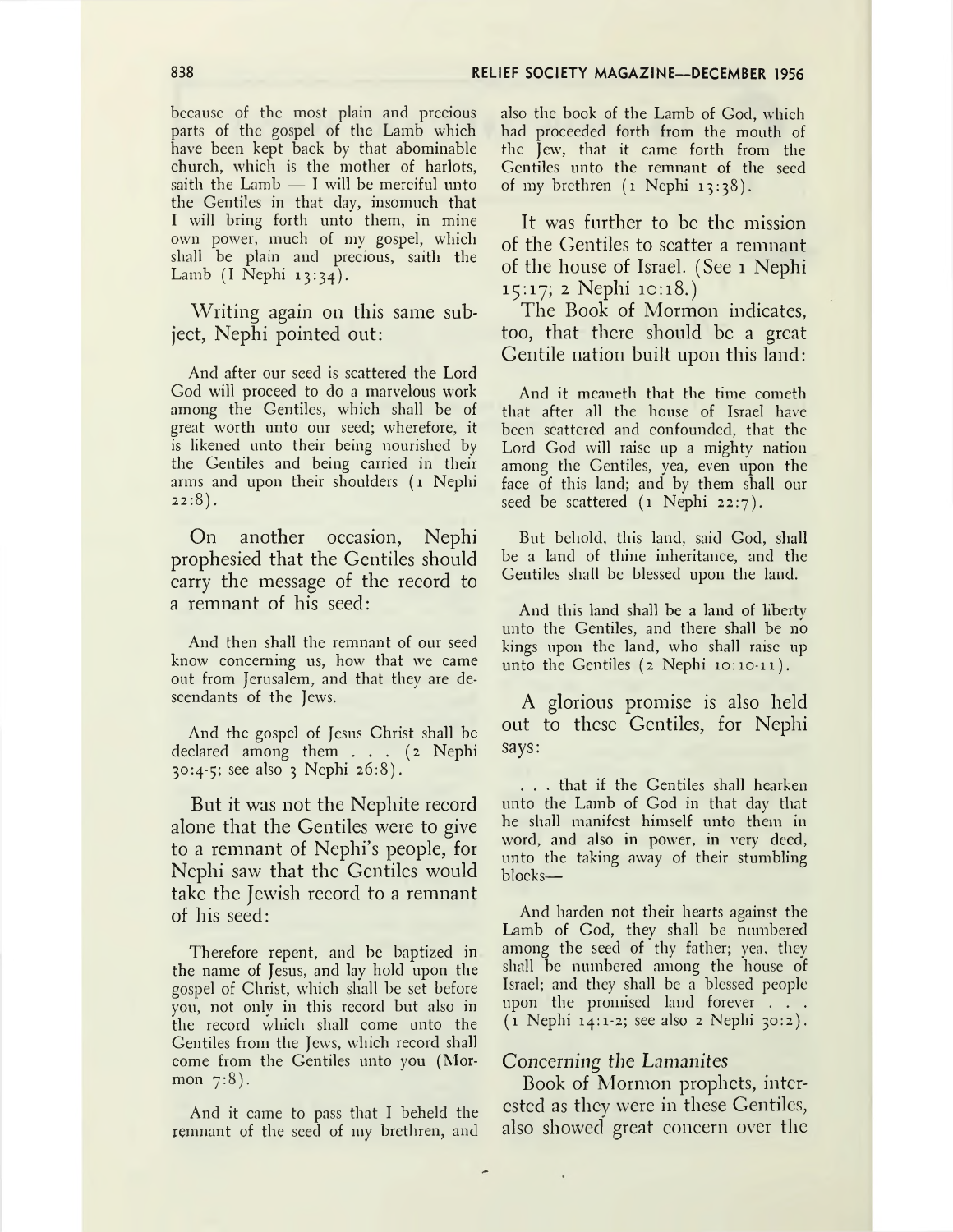because of the most plain and precious parts of the gospel of the Lamb which have been kept back by that abominable church, which is the mother of harlots, saith the Lamb — I will be merciful unto the Gentiles in that day, insomuch that I will bring forth unto them, in mine own power, much of my gospel, which shall be plain and precious, saith the Lamb (I Nephi 13:34).

Writing again on this same subject, Nephi pointed out:

> And after our seed is scattered the Lord God will proceed to do a marvelous work among the Gentiles, which shall be of great worth unto our seed; wherefore, it is likened unto their being nourished by the Gentiles and being carried in their arms and upon their shoulders (1 Nephi 22:8).

On another occasion, Nephi prophesied that the Gentiles should carry the message of the record to a remnant of his seed:

> And then shall the remnant of our seed know concerning us, how that we came out from Jerusalem, and that they are descendants of the Jews.
>
> And the gospel of Jesus Christ shall be declared among them . . . (2 Nephi 30:4-5; see also 3 Nephi 26:8).

But it was not the Nephite record alone that the Gentiles were to give to a remnant of Nephi's people, for Nephi saw that the Gentiles would take the Jewish record to a remnant of his seed:

> Therefore repent, and be baptized in the name of Jesus, and lay hold upon the gospel of Christ, which shall be set before you, not only in this record but also in the record which shall come unto the Gentiles from the Jews, which record shall come from the Gentiles unto you (Mormon 7:8).
>
> And it came to pass that I beheld the remnant of the seed of my brethren, and also the book of the Lamb of God, which had proceeded forth from the mouth of the Jew, that it came forth from the Gentiles unto the remnant of the seed of my brethren (1 Nephi 13:38).

It was further to be the mission of the Gentiles to scatter a remnant of the house of Israel. (See 1 Nephi 15:17; 2 Nephi 10:18.)

The Book of Mormon indicates, too, that there should be a great Gentile nation built upon this land:

> And it meaneth that the time cometh that after all the house of Israel have been scattered and confounded, that the Lord God will raise up a mighty nation among the Gentiles, yea, even upon the face of this land; and by them shall our seed be scattered (1 Nephi 22:7).
>
> But behold, this land, said God, shall be a land of thine inheritance, and the Gentiles shall be blessed upon the land.
>
> And this land shall be a land of liberty unto the Gentiles, and there shall be no kings upon the land, who shall raise up unto the Gentiles (2 Nephi 10:10-11).

A glorious promise is also held out to these Gentiles, for Nephi says:

> . . . that if the Gentiles shall hearken unto the Lamb of God in that day that he shall manifest himself unto them in word, and also in power, in very deed, unto the taking away of their stumbling blocks—
>
> And harden not their hearts against the Lamb of God, they shall be numbered among the seed of thy father; yea, they shall be numbered among the house of Israel; and they shall be a blessed people upon the promised land forever . . . (1 Nephi 14:1-2; see also 2 Nephi 30:2).

### *Concerning the Lamanites*

Book of Mormon prophets, interested as they were in these Gentiles, also showed great concern over the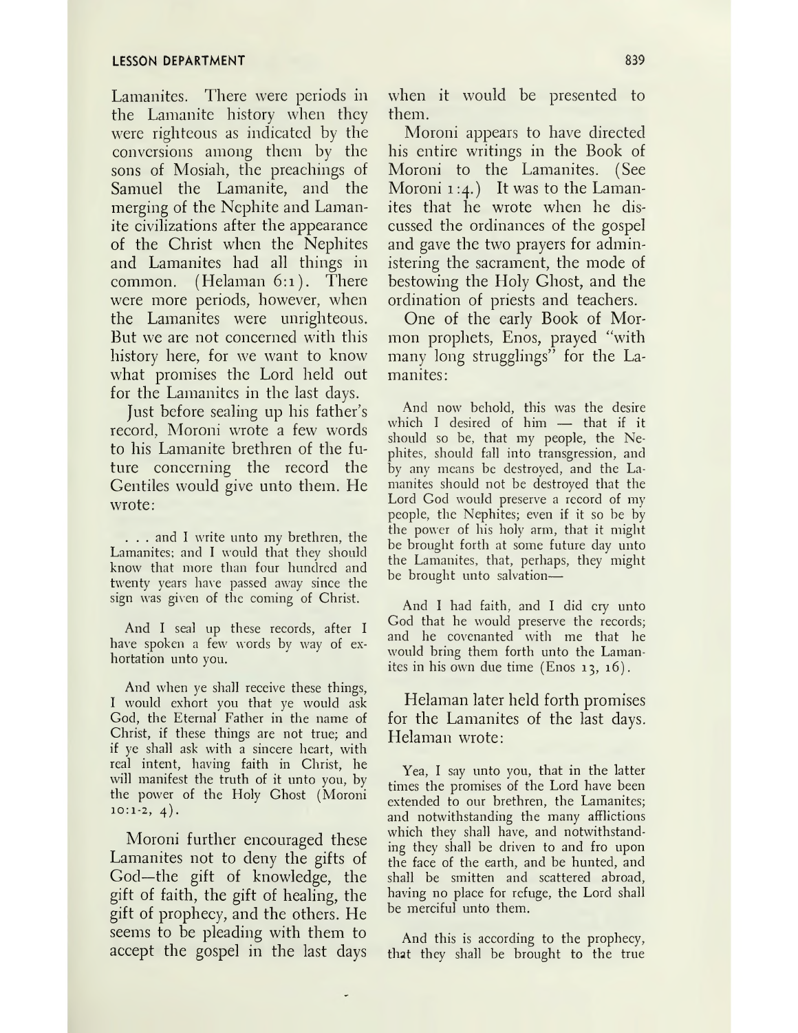Lamanites. There were periods in the Lamanite history when they were righteous as indicated by the conversions among them by the sons of Mosiah, the preachings of Samuel the Lamanite, and the merging of the Nephite and Lamanite civilizations after the appearance of the Christ when the Nephites and Lamanites had all things in common. (Helaman 6:1). There were more periods, however, when the Lamanites were unrighteous. But we are not concerned with this history here, for we want to know what promises the Lord held out for the Lamanites in the last days.

Just before sealing up his father's record, Moroni wrote a few words to his Lamanite brethren of the future concerning the record the Gentiles would give unto them. He wrote:

> . . . and I write unto my brethren, the Lamanites; and I would that they should know that more than four hundred and twenty years have passed away since the sign was given of the coming of Christ.
>
> And I seal up these records, after I have spoken a few words by way of exhortation unto you.
>
> And when ye shall receive these things, I would exhort you that ye would ask God, the Eternal Father in the name of Christ, if these things are not true; and if ye shall ask with a sincere heart, with real intent, having faith in Christ, he will manifest the truth of it unto you, by the power of the Holy Ghost (Moroni 10:1-2, 4).

Moroni further encouraged these Lamanites not to deny the gifts of God—the gift of knowledge, the gift of faith, the gift of healing, the gift of prophecy, and the others. He seems to be pleading with them to accept the gospel in the last days when it would be presented to them.

Moroni appears to have directed his entire writings in the Book of Moroni to the Lamanites. (See Moroni 1:4.) It was to the Lamanites that he wrote when he discussed the ordinances of the gospel and gave the two prayers for administering the sacrament, the mode of bestowing the Holy Ghost, and the ordination of priests and teachers.

One of the early Book of Mormon prophets, Enos, prayed "with many long strugglings" for the Lamanites:

> And now behold, this was the desire which I desired of him — that if it should so be, that my people, the Nephites, should fall into transgression, and by any means be destroyed, and the Lamanites should not be destroyed that the Lord God would preserve a record of my people, the Nephites; even if it so be by the power of his holy arm, that it might be brought forth at some future day unto the Lamanites, that, perhaps, they might be brought unto salvation—
>
> And I had faith, and I did cry unto God that he would preserve the records; and he covenanted with me that he would bring them forth unto the Lamanites in his own due time (Enos 13, 16).

Helaman later held forth promises for the Lamanites of the last days. Helaman wrote:

> Yea, I say unto you, that in the latter times the promises of the Lord have been extended to our brethren, the Lamanites; and notwithstanding the many afflictions which they shall have, and notwithstanding they shall be driven to and fro upon the face of the earth, and be hunted, and shall be smitten and scattered abroad, having no place for refuge, the Lord shall be merciful unto them.
>
> And this is according to the prophecy, that they shall be brought to the true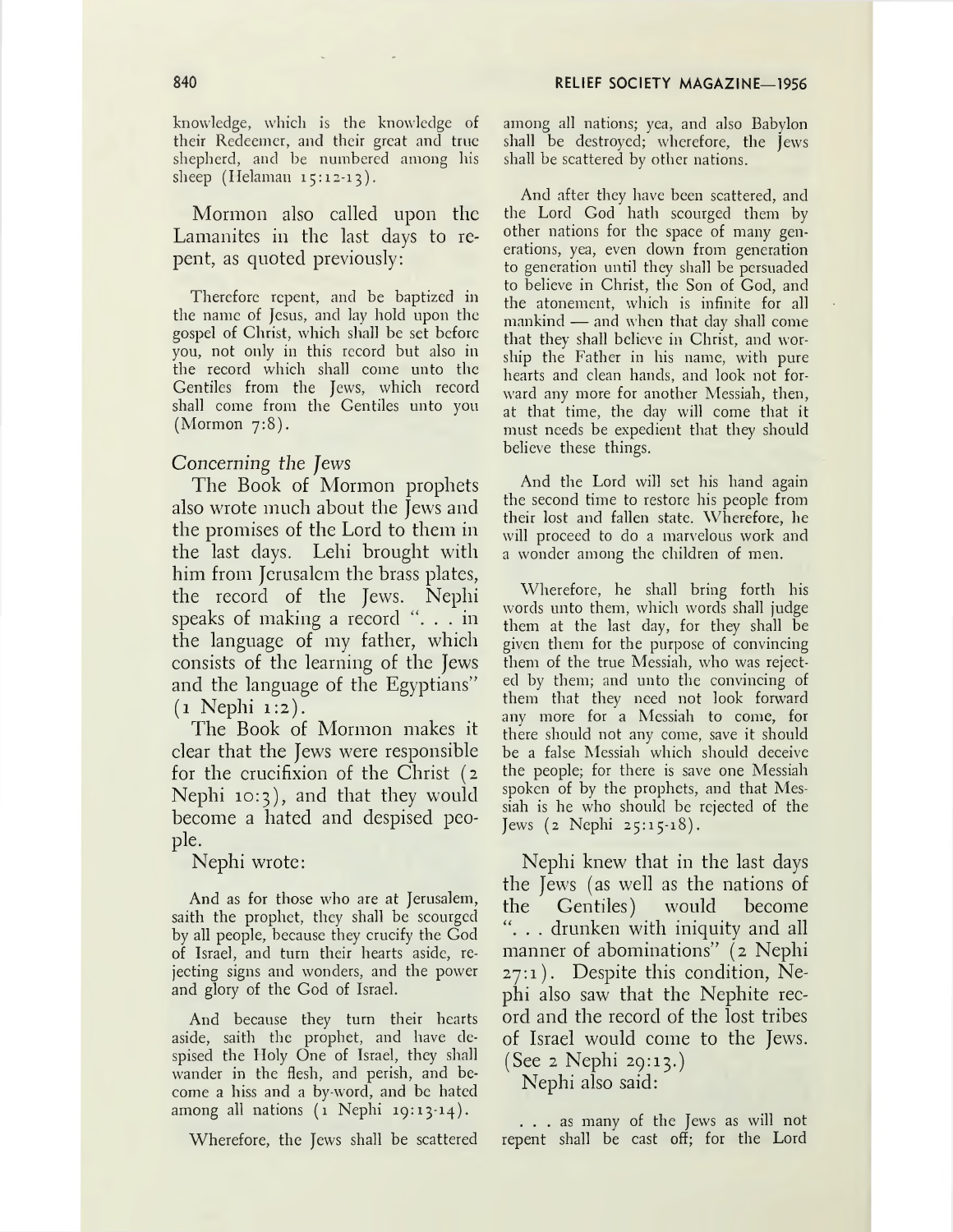knowledge, which is the knowledge of their Redeemer, and their great and true shepherd, and be numbered among his sheep (Helaman 15:12-13).

Mormon also called upon the Lamanites in the last days to repent, as quoted previously:

> Therefore repent, and be baptized in the name of Jesus, and lay hold upon the gospel of Christ, which shall be set before you, not only in this record but also in the record which shall come unto the Gentiles from the Jews, which record shall come from the Gentiles unto you (Mormon 7:8).

*Concerning the Jews*

The Book of Mormon prophets also wrote much about the Jews and the promises of the Lord to them in the last days. Lehi brought with him from Jerusalem the brass plates, the record of the Jews. Nephi speaks of making a record ". . . in the language of my father, which consists of the learning of the Jews and the language of the Egyptians" (1 Nephi 1:2).

The Book of Mormon makes it clear that the Jews were responsible for the crucifixion of the Christ (2 Nephi 10:3), and that they would become a hated and despised people.

Nephi wrote:

> And as for those who are at Jerusalem, saith the prophet, they shall be scourged by all people, because they crucify the God of Israel, and turn their hearts aside, rejecting signs and wonders, and the power and glory of the God of Israel.
>
> And because they turn their hearts aside, saith the prophet, and have despised the Holy One of Israel, they shall wander in the flesh, and perish, and become a hiss and a by-word, and be hated among all nations (1 Nephi 19:13-14).
>
> Wherefore, the Jews shall be scattered among all nations; yea, and also Babylon shall be destroyed; wherefore, the Jews shall be scattered by other nations.
>
> And after they have been scattered, and the Lord God hath scourged them by other nations for the space of many generations, yea, even down from generation to generation until they shall be persuaded to believe in Christ, the Son of God, and the atonement, which is infinite for all mankind — and when that day shall come that they shall believe in Christ, and worship the Father in his name, with pure hearts and clean hands, and look not forward any more for another Messiah, then, at that time, the day will come that it must needs be expedient that they should believe these things.
>
> And the Lord will set his hand again the second time to restore his people from their lost and fallen state. Wherefore, he will proceed to do a marvelous work and a wonder among the children of men.
>
> Wherefore, he shall bring forth his words unto them, which words shall judge them at the last day, for they shall be given them for the purpose of convincing them of the true Messiah, who was rejected by them; and unto the convincing of them that they need not look forward any more for a Messiah to come, for there should not any come, save it should be a false Messiah which should deceive the people; for there is save one Messiah spoken of by the prophets, and that Messiah is he who should be rejected of the Jews (2 Nephi 25:15-18).

Nephi knew that in the last days the Jews (as well as the nations of the Gentiles) would become ". . . drunken with iniquity and all manner of abominations" (2 Nephi 27:1). Despite this condition, Nephi also saw that the Nephite record and the record of the lost tribes of Israel would come to the Jews. (See 2 Nephi 29:13.)

Nephi also said:

> . . . as many of the Jews as will not repent shall be cast off; for the Lord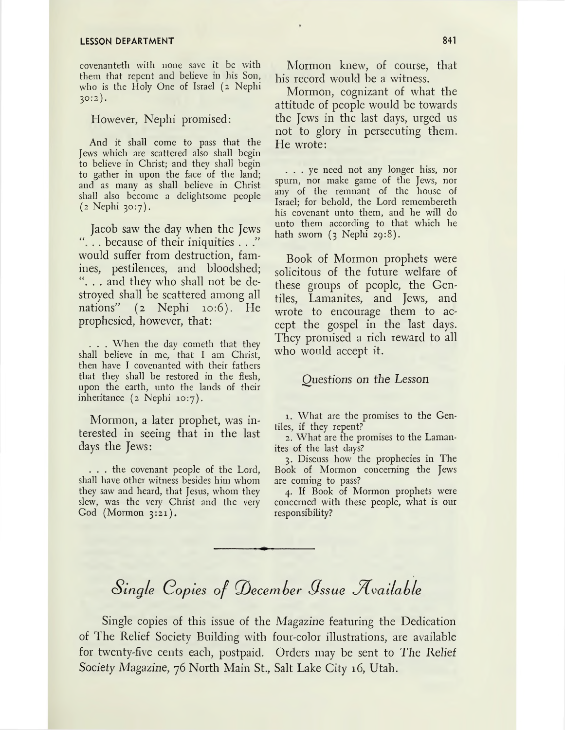covenanteth with none save it be with them that repent and believe in his Son, who is the Holy One of Israel (2 Nephi 30:2).

However, Nephi promised:

> And it shall come to pass that the Jews which are scattered also shall begin to believe in Christ; and they shall begin to gather in upon the face of the land; and as many as shall believe in Christ shall also become a delightsome people (2 Nephi 30:7).

Jacob saw the day when the Jews ". . . because of their iniquities . . ." would suffer from destruction, famines, pestilences, and bloodshed; ". . . and they who shall not be destroyed shall be scattered among all nations" (2 Nephi 10:6). He prophesied, however, that:

> . . . When the day cometh that they shall believe in me, that I am Christ, then have I covenanted with their fathers that they shall be restored in the flesh, upon the earth, unto the lands of their inheritance (2 Nephi 10:7).

Mormon, a later prophet, was interested in seeing that in the last days the Jews:

> . . . the covenant people of the Lord, shall have other witness besides him whom they saw and heard, that Jesus, whom they slew, was the very Christ and the very God (Mormon 3:21).

Mormon knew, of course, that his record would be a witness.

Mormon, cognizant of what the attitude of people would be towards the Jews in the last days, urged us not to glory in persecuting them. He wrote:

> . . . ye need not any longer hiss, nor spurn, nor make game of the Jews, nor any of the remnant of the house of Israel; for behold, the Lord remembereth his covenant unto them, and he will do unto them according to that which he hath sworn (3 Nephi 29:8).

Book of Mormon prophets were solicitous of the future welfare of these groups of people, the Gentiles, Lamanites, and Jews, and wrote to encourage them to accept the gospel in the last days. They promised a rich reward to all who would accept it.

### *Questions on the Lesson*

1. What are the promises to the Gentiles, if they repent?
2. What are the promises to the Lamanites of the last days?
3. Discuss how the prophecies in The Book of Mormon concerning the Jews are coming to pass?
4. If Book of Mormon prophets were concerned with these people, what is our responsibility?

---

## *Single Copies of December Issue Available*

Single copies of this issue of the *Magazine* featuring the Dedication of The Relief Society Building with four-color illustrations, are available for twenty-five cents each, postpaid. Orders may be sent to *The Relief Society Magazine*, 76 North Main St., Salt Lake City 16, Utah.